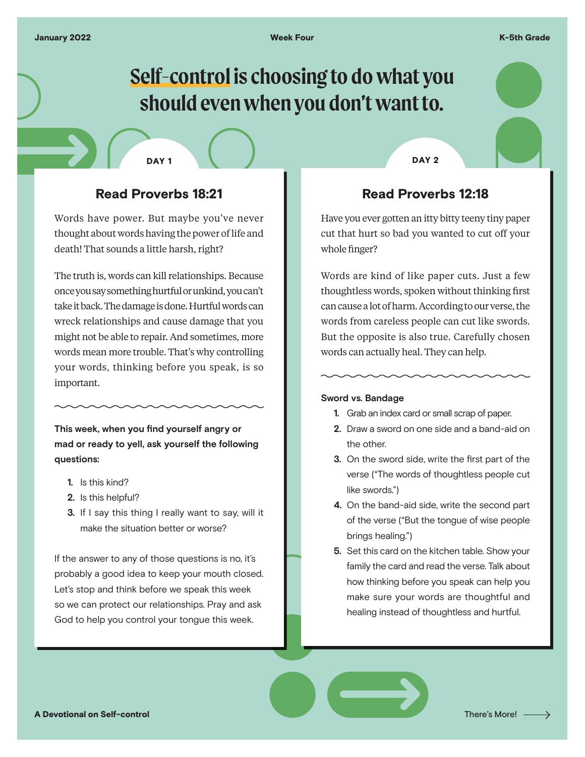January 2022 | Week Four | K-5th Grade

# Self-control is choosing to do what you should even when you don't want to.

## DAY 1

### Read Proverbs 18:21

Words have power. But maybe you've never thought about words having the power of life and death! That sounds a little harsh, right?

The truth is, words can kill relationships. Because once you say something hurtful or unkind, you can't take it back. The damage is done. Hurtful words can wreck relationships and cause damage that you might not be able to repair. And sometimes, more words mean more trouble. That's why controlling your words, thinking before you speak, is so important.

**This week, when you find yourself angry or mad or ready to yell, ask yourself the following questions:**

1. Is this kind?
2. Is this helpful?
3. If I say this thing I really want to say, will it make the situation better or worse?

If the answer to any of those questions is no, it's probably a good idea to keep your mouth closed. Let's stop and think before we speak this week so we can protect our relationships. Pray and ask God to help you control your tongue this week.

## DAY 2

### Read Proverbs 12:18

Have you ever gotten an itty bitty teeny tiny paper cut that hurt so bad you wanted to cut off your whole finger?

Words are kind of like paper cuts. Just a few thoughtless words, spoken without thinking first can cause a lot of harm. According to our verse, the words from careless people can cut like swords. But the opposite is also true. Carefully chosen words can actually heal. They can help.

**Sword vs. Bandage**

1. Grab an index card or small scrap of paper.
2. Draw a sword on one side and a band-aid on the other.
3. On the sword side, write the first part of the verse ("The words of thoughtless people cut like swords.")
4. On the band-aid side, write the second part of the verse ("But the tongue of wise people brings healing.")
5. Set this card on the kitchen table. Show your family the card and read the verse. Talk about how thinking before you speak can help you make sure your words are thoughtful and healing instead of thoughtless and hurtful.

A Devotional on Self-control

There's More!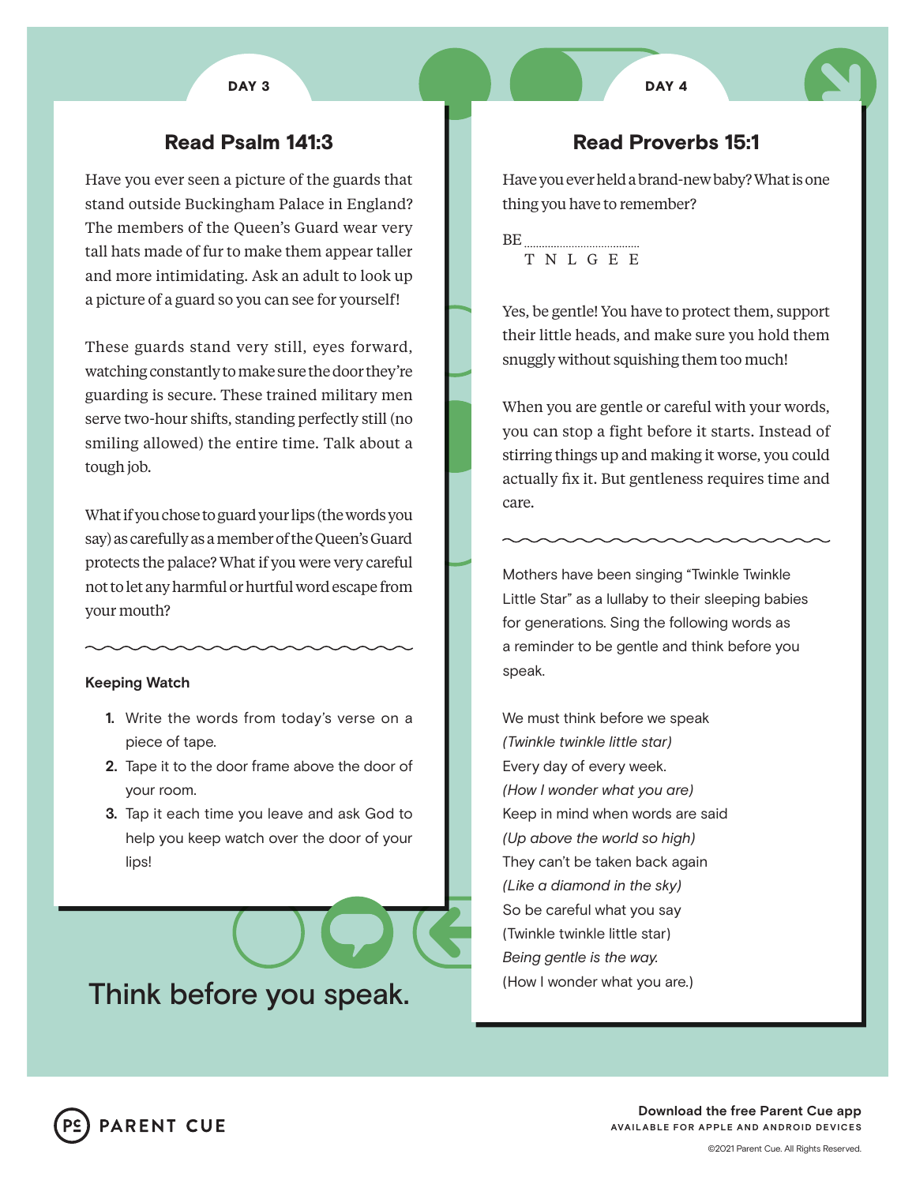DAY 3

## Read Psalm 141:3

Have you ever seen a picture of the guards that stand outside Buckingham Palace in England? The members of the Queen's Guard wear very tall hats made of fur to make them appear taller and more intimidating. Ask an adult to look up a picture of a guard so you can see for yourself!

These guards stand very still, eyes forward, watching constantly to make sure the door they're guarding is secure. These trained military men serve two-hour shifts, standing perfectly still (no smiling allowed) the entire time. Talk about a tough job.

What if you chose to guard your lips (the words you say) as carefully as a member of the Queen's Guard protects the palace? What if you were very careful not to let any harmful or hurtful word escape from your mouth?

### Keeping Watch

1. Write the words from today's verse on a piece of tape.
2. Tape it to the door frame above the door of your room.
3. Tap it each time you leave and ask God to help you keep watch over the door of your lips!

Think before you speak.

DAY 4

## Read Proverbs 15:1

Have you ever held a brand-new baby? What is one thing you have to remember?

BE ..............................

T N L G E E

Yes, be gentle! You have to protect them, support their little heads, and make sure you hold them snuggly without squishing them too much!

When you are gentle or careful with your words, you can stop a fight before it starts. Instead of stirring things up and making it worse, you could actually fix it. But gentleness requires time and care.

Mothers have been singing "Twinkle Twinkle Little Star" as a lullaby to their sleeping babies for generations. Sing the following words as a reminder to be gentle and think before you speak.

We must think before we speak
*(Twinkle twinkle little star)*
Every day of every week.
*(How I wonder what you are)*
Keep in mind when words are said
*(Up above the world so high)*
They can't be taken back again
*(Like a diamond in the sky)*
So be careful what you say
(Twinkle twinkle little star)
*Being gentle is the way.*
(How I wonder what you are.)

PARENT CUE

**Download the free Parent Cue app**
AVAILABLE FOR APPLE AND ANDROID DEVICES

©2021 Parent Cue. All Rights Reserved.